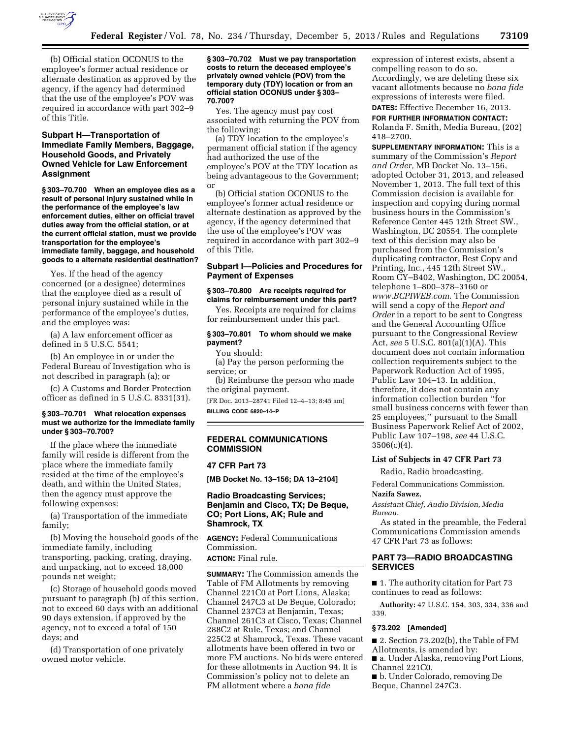(b) Official station OCONUS to the employee's former actual residence or alternate destination as approved by the agency, if the agency had determined that the use of the employee's POV was required in accordance with part 302–9 of this Title.

## Subpart H—Transportation of Immediate Family Members, Baggage, Household Goods, and Privately Owned Vehicle for Law Enforcement Assignment

**§ 303–70.700 When an employee dies as a result of personal injury sustained while in the performance of the employee's law enforcement duties, either on official travel duties away from the official station, or at the current official station, must we provide transportation for the employee's immediate family, baggage, and household goods to a alternate residential destination?**

Yes. If the head of the agency concerned (or a designee) determines that the employee died as a result of personal injury sustained while in the performance of the employee's duties, and the employee was:

(a) A law enforcement officer as defined in 5 U.S.C. 5541;

(b) An employee in or under the Federal Bureau of Investigation who is not described in paragraph (a); or

(c) A Customs and Border Protection officer as defined in 5 U.S.C. 8331(31).

**§ 303–70.701 What relocation expenses must we authorize for the immediate family under § 303–70.700?**

If the place where the immediate family will reside is different from the place where the immediate family resided at the time of the employee's death, and within the United States, then the agency must approve the following expenses:

(a) Transportation of the immediate family;

(b) Moving the household goods of the immediate family, including transporting, packing, crating, draying, and unpacking, not to exceed 18,000 pounds net weight;

(c) Storage of household goods moved pursuant to paragraph (b) of this section, not to exceed 60 days with an additional 90 days extension, if approved by the agency, not to exceed a total of 150 days; and

(d) Transportation of one privately owned motor vehicle.

**§ 303–70.702 Must we pay transportation costs to return the deceased employee's privately owned vehicle (POV) from the temporary duty (TDY) location or from an official station OCONUS under § 303–70.700?**

Yes. The agency must pay cost associated with returning the POV from the following:

(a) TDY location to the employee's permanent official station if the agency had authorized the use of the employee's POV at the TDY location as being advantageous to the Government; or

(b) Official station OCONUS to the employee's former actual residence or alternate destination as approved by the agency, if the agency determined that the use of the employee's POV was required in accordance with part 302–9 of this Title.

## Subpart I—Policies and Procedures for Payment of Expenses

**§ 303–70.800 Are receipts required for claims for reimbursement under this part?**

Yes. Receipts are required for claims for reimbursement under this part.

**§ 303–70.801 To whom should we make payment?**

You should:

(a) Pay the person performing the service; or

(b) Reimburse the person who made the original payment.

[FR Doc. 2013–28741 Filed 12–4–13; 8:45 am]

**BILLING CODE 6820–14–P**

---

# FEDERAL COMMUNICATIONS COMMISSION

## 47 CFR Part 73

**[MB Docket No. 13–156; DA 13–2104]**

## Radio Broadcasting Services; Benjamin and Cisco, TX; De Beque, CO; Port Lions, AK; Rule and Shamrock, TX

**AGENCY:** Federal Communications Commission.

**ACTION:** Final rule.

**SUMMARY:** The Commission amends the Table of FM Allotments by removing Channel 221C0 at Port Lions, Alaska; Channel 247C3 at De Beque, Colorado; Channel 237C3 at Benjamin, Texas; Channel 261C3 at Cisco, Texas; Channel 288C2 at Rule, Texas; and Channel 225C2 at Shamrock, Texas. These vacant allotments have been offered in two or more FM auctions. No bids were entered for these allotments in Auction 94. It is Commission's policy not to delete an FM allotment where a *bona fide* expression of interest exists, absent a compelling reason to do so. Accordingly, we are deleting these six vacant allotments because no *bona fide* expressions of interests were filed.

**DATES:** Effective December 16, 2013.

**FOR FURTHER INFORMATION CONTACT:** Rolanda F. Smith, Media Bureau, (202) 418–2700.

**SUPPLEMENTARY INFORMATION:** This is a summary of the Commission's *Report and Order,* MB Docket No. 13–156, adopted October 31, 2013, and released November 1, 2013. The full text of this Commission decision is available for inspection and copying during normal business hours in the Commission's Reference Center 445 12th Street SW., Washington, DC 20554. The complete text of this decision may also be purchased from the Commission's duplicating contractor, Best Copy and Printing, Inc., 445 12th Street SW., Room CY–B402, Washington, DC 20054, telephone 1–800–378–3160 or *www.BCPIWEB.com*. The Commission will send a copy of the *Report and Order* in a report to be sent to Congress and the General Accounting Office pursuant to the Congressional Review Act, *see* 5 U.S.C. 801(a)(1)(A). This document does not contain information collection requirements subject to the Paperwork Reduction Act of 1995, Public Law 104–13. In addition, therefore, it does not contain any information collection burden "for small business concerns with fewer than 25 employees," pursuant to the Small Business Paperwork Relief Act of 2002, Public Law 107–198, *see* 44 U.S.C. 3506(c)(4).

### List of Subjects in 47 CFR Part 73

Radio, Radio broadcasting.

Federal Communications Commission.

**Nazifa Sawez,**

*Assistant Chief, Audio Division, Media Bureau.*

As stated in the preamble, the Federal Communications Commission amends 47 CFR Part 73 as follows:

## PART 73—RADIO BROADCASTING SERVICES

■ 1. The authority citation for Part 73 continues to read as follows:

**Authority:** 47 U.S.C. 154, 303, 334, 336 and 339.

**§ 73.202 [Amended]**

■ 2. Section 73.202(b), the Table of FM Allotments, is amended by:

■ a. Under Alaska, removing Port Lions, Channel 221C0.

■ b. Under Colorado, removing De Beque, Channel 247C3.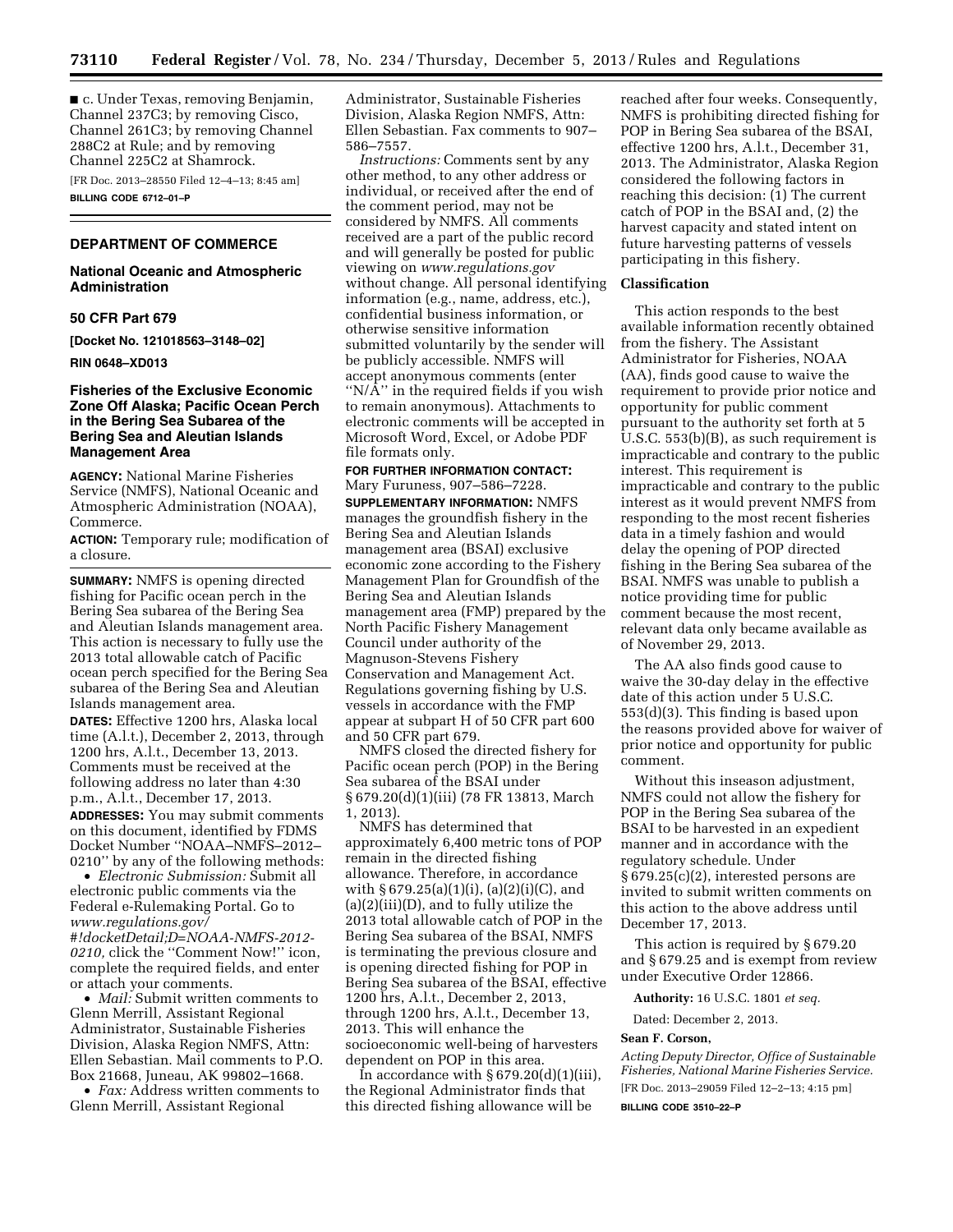■ c. Under Texas, removing Benjamin, Channel 237C3; by removing Cisco, Channel 261C3; by removing Channel 288C2 at Rule; and by removing Channel 225C2 at Shamrock.

[FR Doc. 2013–28550 Filed 12–4–13; 8:45 am]

**BILLING CODE 6712–01–P**

---

## DEPARTMENT OF COMMERCE

## National Oceanic and Atmospheric Administration

### 50 CFR Part 679

**[Docket No. 121018563–3148–02]**

**RIN 0648–XD013**

### Fisheries of the Exclusive Economic Zone Off Alaska; Pacific Ocean Perch in the Bering Sea Subarea of the Bering Sea and Aleutian Islands Management Area

**AGENCY:** National Marine Fisheries Service (NMFS), National Oceanic and Atmospheric Administration (NOAA), Commerce.

**ACTION:** Temporary rule; modification of a closure.

**SUMMARY:** NMFS is opening directed fishing for Pacific ocean perch in the Bering Sea subarea of the Bering Sea and Aleutian Islands management area. This action is necessary to fully use the 2013 total allowable catch of Pacific ocean perch specified for the Bering Sea subarea of the Bering Sea and Aleutian Islands management area.

**DATES:** Effective 1200 hrs, Alaska local time (A.l.t.), December 2, 2013, through 1200 hrs, A.l.t., December 13, 2013. Comments must be received at the following address no later than 4:30 p.m., A.l.t., December 17, 2013.

**ADDRESSES:** You may submit comments on this document, identified by FDMS Docket Number "NOAA–NMFS–2012–0210" by any of the following methods:

- *Electronic Submission:* Submit all electronic public comments via the Federal e-Rulemaking Portal. Go to *www.regulations.gov/#!docketDetail;D=NOAA-NMFS-2012-0210,* click the "Comment Now!" icon, complete the required fields, and enter or attach your comments.
- *Mail:* Submit written comments to Glenn Merrill, Assistant Regional Administrator, Sustainable Fisheries Division, Alaska Region NMFS, Attn: Ellen Sebastian. Mail comments to P.O. Box 21668, Juneau, AK 99802–1668.
- *Fax:* Address written comments to Glenn Merrill, Assistant Regional Administrator, Sustainable Fisheries Division, Alaska Region NMFS, Attn: Ellen Sebastian. Fax comments to 907–586–7557.

*Instructions:* Comments sent by any other method, to any other address or individual, or received after the end of the comment period, may not be considered by NMFS. All comments received are a part of the public record and will generally be posted for public viewing on *www.regulations.gov* without change. All personal identifying information (e.g., name, address, etc.), confidential business information, or otherwise sensitive information submitted voluntarily by the sender will be publicly accessible. NMFS will accept anonymous comments (enter "N/A" in the required fields if you wish to remain anonymous). Attachments to electronic comments will be accepted in Microsoft Word, Excel, or Adobe PDF file formats only.

**FOR FURTHER INFORMATION CONTACT:** Mary Furuness, 907–586–7228.

**SUPPLEMENTARY INFORMATION:** NMFS manages the groundfish fishery in the Bering Sea and Aleutian Islands management area (BSAI) exclusive economic zone according to the Fishery Management Plan for Groundfish of the Bering Sea and Aleutian Islands management area (FMP) prepared by the North Pacific Fishery Management Council under authority of the Magnuson-Stevens Fishery Conservation and Management Act. Regulations governing fishing by U.S. vessels in accordance with the FMP appear at subpart H of 50 CFR part 600 and 50 CFR part 679.

NMFS closed the directed fishery for Pacific ocean perch (POP) in the Bering Sea subarea of the BSAI under § 679.20(d)(1)(iii) (78 FR 13813, March 1, 2013).

NMFS has determined that approximately 6,400 metric tons of POP remain in the directed fishing allowance. Therefore, in accordance with § 679.25(a)(1)(i), (a)(2)(i)(C), and (a)(2)(iii)(D), and to fully utilize the 2013 total allowable catch of POP in the Bering Sea subarea of the BSAI, NMFS is terminating the previous closure and is opening directed fishing for POP in Bering Sea subarea of the BSAI, effective 1200 hrs, A.l.t., December 2, 2013, through 1200 hrs, A.l.t., December 13, 2013. This will enhance the socioeconomic well-being of harvesters dependent on POP in this area.

In accordance with § 679.20(d)(1)(iii), the Regional Administrator finds that this directed fishing allowance will be reached after four weeks. Consequently, NMFS is prohibiting directed fishing for POP in Bering Sea subarea of the BSAI, effective 1200 hrs, A.l.t., December 31, 2013. The Administrator, Alaska Region considered the following factors in reaching this decision: (1) The current catch of POP in the BSAI and, (2) the harvest capacity and stated intent on future harvesting patterns of vessels participating in this fishery.

### Classification

This action responds to the best available information recently obtained from the fishery. The Assistant Administrator for Fisheries, NOAA (AA), finds good cause to waive the requirement to provide prior notice and opportunity for public comment pursuant to the authority set forth at 5 U.S.C. 553(b)(B), as such requirement is impracticable and contrary to the public interest. This requirement is impracticable and contrary to the public interest as it would prevent NMFS from responding to the most recent fisheries data in a timely fashion and would delay the opening of POP directed fishing in the Bering Sea subarea of the BSAI. NMFS was unable to publish a notice providing time for public comment because the most recent, relevant data only became available as of November 29, 2013.

The AA also finds good cause to waive the 30-day delay in the effective date of this action under 5 U.S.C. 553(d)(3). This finding is based upon the reasons provided above for waiver of prior notice and opportunity for public comment.

Without this inseason adjustment, NMFS could not allow the fishery for POP in the Bering Sea subarea of the BSAI to be harvested in an expedient manner and in accordance with the regulatory schedule. Under § 679.25(c)(2), interested persons are invited to submit written comments on this action to the above address until December 17, 2013.

This action is required by § 679.20 and § 679.25 and is exempt from review under Executive Order 12866.

**Authority:** 16 U.S.C. 1801 *et seq.*

Dated: December 2, 2013.

**Sean F. Corson,**

*Acting Deputy Director, Office of Sustainable Fisheries, National Marine Fisheries Service.*

[FR Doc. 2013–29059 Filed 12–2–13; 4:15 pm]

**BILLING CODE 3510–22–P**